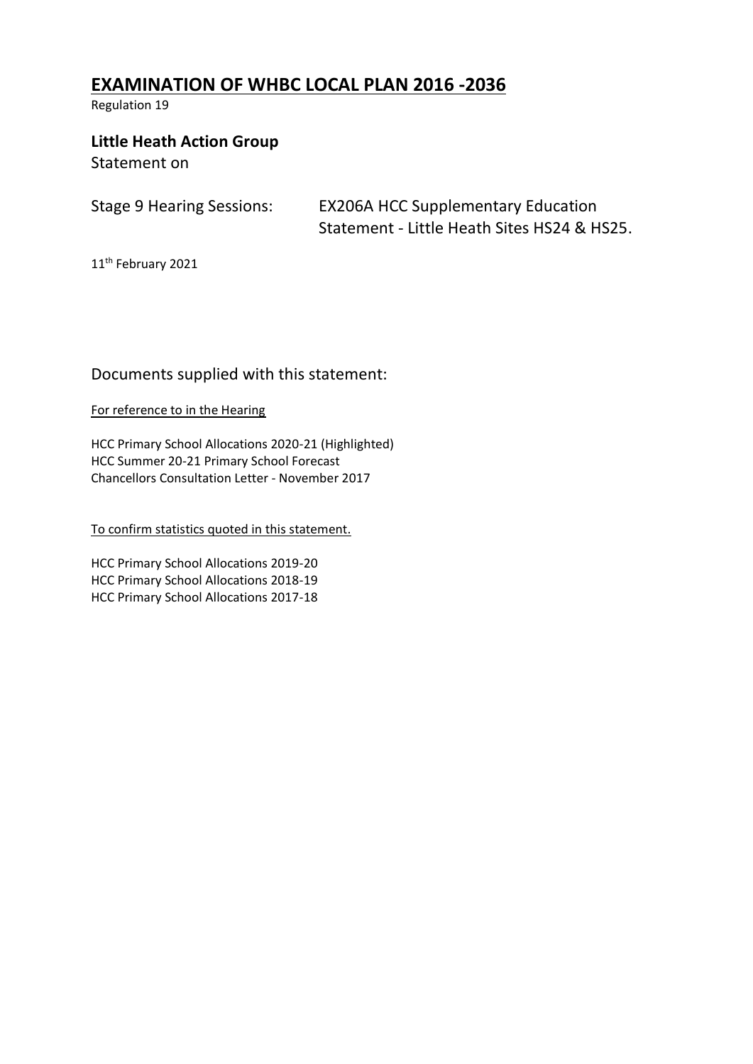# EXAMINATION OF WHBC LOCAL PLAN 2016 -2036

Regulation 19

**Little Heath Action Group**

Statement on

Stage 9 Hearing Sessions: EX206A HCC Supplementary Education Statement - Little Heath Sites HS24 & HS25.

11th February 2021

Documents supplied with this statement:

For reference to in the Hearing

HCC Primary School Allocations 2020-21 (Highlighted)
HCC Summer 20-21 Primary School Forecast
Chancellors Consultation Letter - November 2017

To confirm statistics quoted in this statement.

HCC Primary School Allocations 2019-20
HCC Primary School Allocations 2018-19
HCC Primary School Allocations 2017-18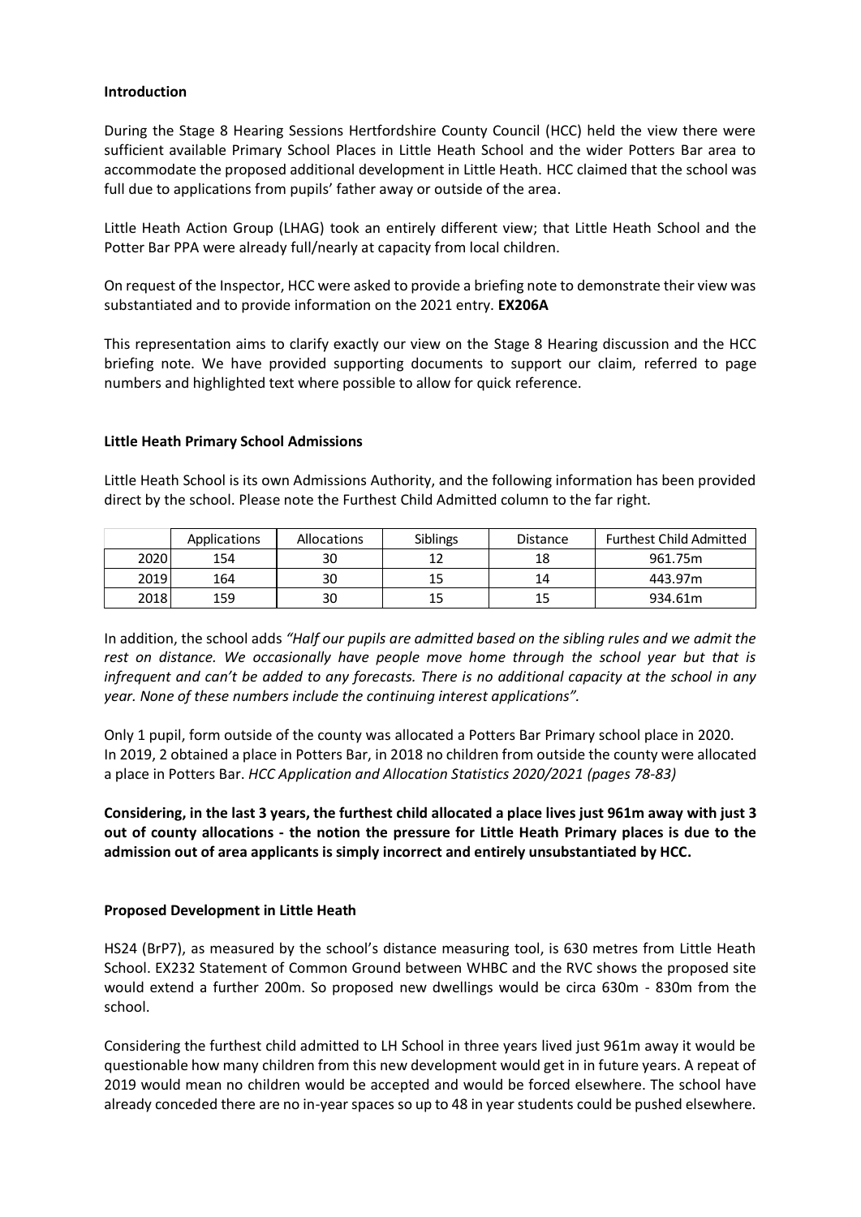**Introduction**

During the Stage 8 Hearing Sessions Hertfordshire County Council (HCC) held the view there were sufficient available Primary School Places in Little Heath School and the wider Potters Bar area to accommodate the proposed additional development in Little Heath. HCC claimed that the school was full due to applications from pupils' father away or outside of the area.

Little Heath Action Group (LHAG) took an entirely different view; that Little Heath School and the Potter Bar PPA were already full/nearly at capacity from local children.

On request of the Inspector, HCC were asked to provide a briefing note to demonstrate their view was substantiated and to provide information on the 2021 entry. **EX206A**

This representation aims to clarify exactly our view on the Stage 8 Hearing discussion and the HCC briefing note. We have provided supporting documents to support our claim, referred to page numbers and highlighted text where possible to allow for quick reference.

**Little Heath Primary School Admissions**

Little Heath School is its own Admissions Authority, and the following information has been provided direct by the school. Please note the Furthest Child Admitted column to the far right.

| | Applications | Allocations | Siblings | Distance | Furthest Child Admitted |
|---|---|---|---|---|---|
| 2020 | 154 | 30 | 12 | 18 | 961.75m |
| 2019 | 164 | 30 | 15 | 14 | 443.97m |
| 2018 | 159 | 30 | 15 | 15 | 934.61m |

In addition, the school adds *"Half our pupils are admitted based on the sibling rules and we admit the rest on distance. We occasionally have people move home through the school year but that is infrequent and can't be added to any forecasts. There is no additional capacity at the school in any year. None of these numbers include the continuing interest applications".*

Only 1 pupil, form outside of the county was allocated a Potters Bar Primary school place in 2020. In 2019, 2 obtained a place in Potters Bar, in 2018 no children from outside the county were allocated a place in Potters Bar. *HCC Application and Allocation Statistics 2020/2021 (pages 78-83)*

**Considering, in the last 3 years, the furthest child allocated a place lives just 961m away with just 3 out of county allocations - the notion the pressure for Little Heath Primary places is due to the admission out of area applicants is simply incorrect and entirely unsubstantiated by HCC.**

**Proposed Development in Little Heath**

HS24 (BrP7), as measured by the school's distance measuring tool, is 630 metres from Little Heath School. EX232 Statement of Common Ground between WHBC and the RVC shows the proposed site would extend a further 200m. So proposed new dwellings would be circa 630m - 830m from the school.

Considering the furthest child admitted to LH School in three years lived just 961m away it would be questionable how many children from this new development would get in in future years. A repeat of 2019 would mean no children would be accepted and would be forced elsewhere. The school have already conceded there are no in-year spaces so up to 48 in year students could be pushed elsewhere.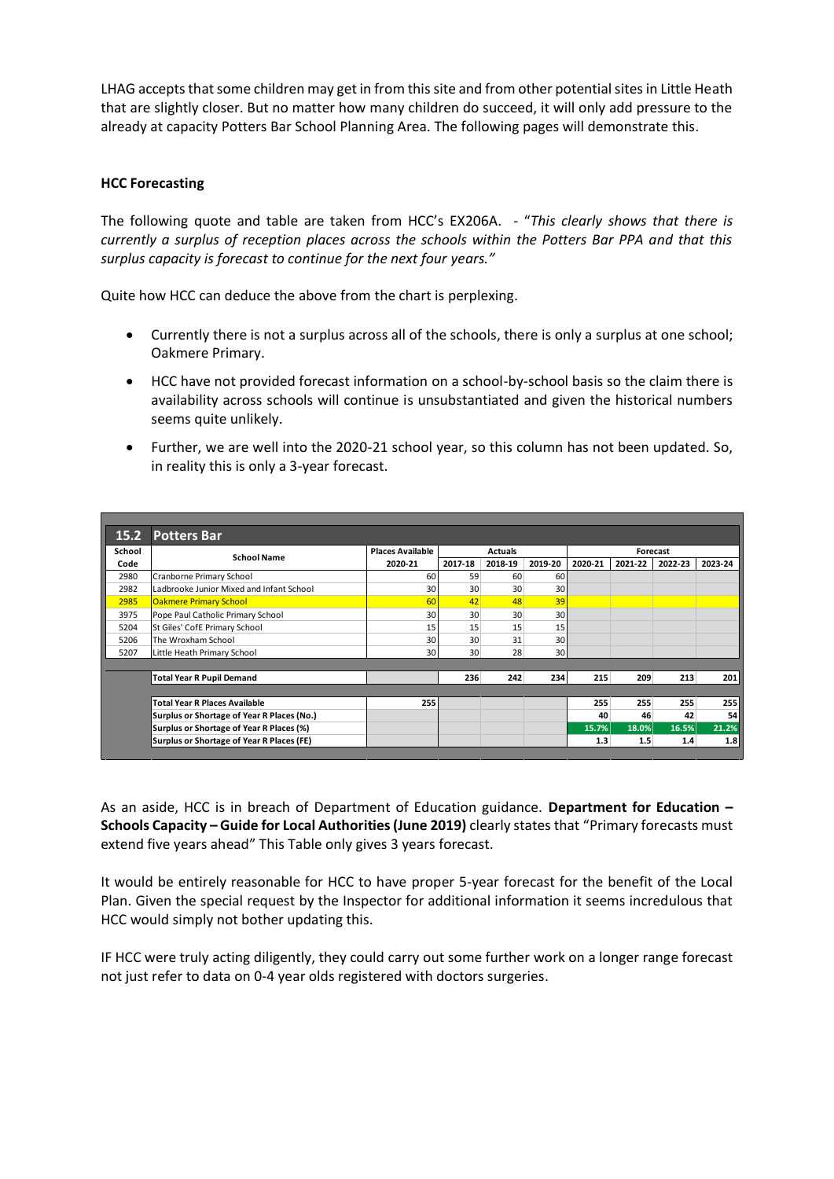LHAG accepts that some children may get in from this site and from other potential sites in Little Heath that are slightly closer. But no matter how many children do succeed, it will only add pressure to the already at capacity Potters Bar School Planning Area. The following pages will demonstrate this.

**HCC Forecasting**

The following quote and table are taken from HCC's EX206A. - "*This clearly shows that there is currently a surplus of reception places across the schools within the Potters Bar PPA and that this surplus capacity is forecast to continue for the next four years.*"

Quite how HCC can deduce the above from the chart is perplexing.

- Currently there is not a surplus across all of the schools, there is only a surplus at one school; Oakmere Primary.
- HCC have not provided forecast information on a school-by-school basis so the claim there is availability across schools will continue is unsubstantiated and given the historical numbers seems quite unlikely.
- Further, we are well into the 2020-21 school year, so this column has not been updated. So, in reality this is only a 3-year forecast.

| 15.2 | Potters Bar | | | | | | | | |
|---|---|---|---|---|---|---|---|---|---|
| School Code | School Name | Places Available 2020-21 | Actuals 2017-18 | 2018-19 | 2019-20 | Forecast 2020-21 | 2021-22 | 2022-23 | 2023-24 |
| 2980 | Cranborne Primary School | 60 | 59 | 60 | 60 | | | | |
| 2982 | Ladbrooke Junior Mixed and Infant School | 30 | 30 | 30 | 30 | | | | |
| 2985 | Oakmere Primary School | 60 | 42 | 48 | 39 | | | | |
| 3975 | Pope Paul Catholic Primary School | 30 | 30 | 30 | 30 | | | | |
| 5204 | St Giles' CofE Primary School | 15 | 15 | 15 | 15 | | | | |
| 5206 | The Wroxham School | 30 | 30 | 31 | 30 | | | | |
| 5207 | Little Heath Primary School | 30 | 30 | 28 | 30 | | | | |
| | **Total Year R Pupil Demand** | | 236 | 242 | 234 | 215 | 209 | 213 | 201 |
| | **Total Year R Places Available** | 255 | | | | 255 | 255 | 255 | 255 |
| | **Surplus or Shortage of Year R Places (No.)** | | | | | 40 | 46 | 42 | 54 |
| | **Surplus or Shortage of Year R Places (%)** | | | | | 15.7% | 18.0% | 16.5% | 21.2% |
| | **Surplus or Shortage of Year R Places (FE)** | | | | | 1.3 | 1.5 | 1.4 | 1.8 |

As an aside, HCC is in breach of Department of Education guidance. **Department for Education – Schools Capacity – Guide for Local Authorities (June 2019)** clearly states that "Primary forecasts must extend five years ahead" This Table only gives 3 years forecast.

It would be entirely reasonable for HCC to have proper 5-year forecast for the benefit of the Local Plan. Given the special request by the Inspector for additional information it seems incredulous that HCC would simply not bother updating this.

IF HCC were truly acting diligently, they could carry out some further work on a longer range forecast not just refer to data on 0-4 year olds registered with doctors surgeries.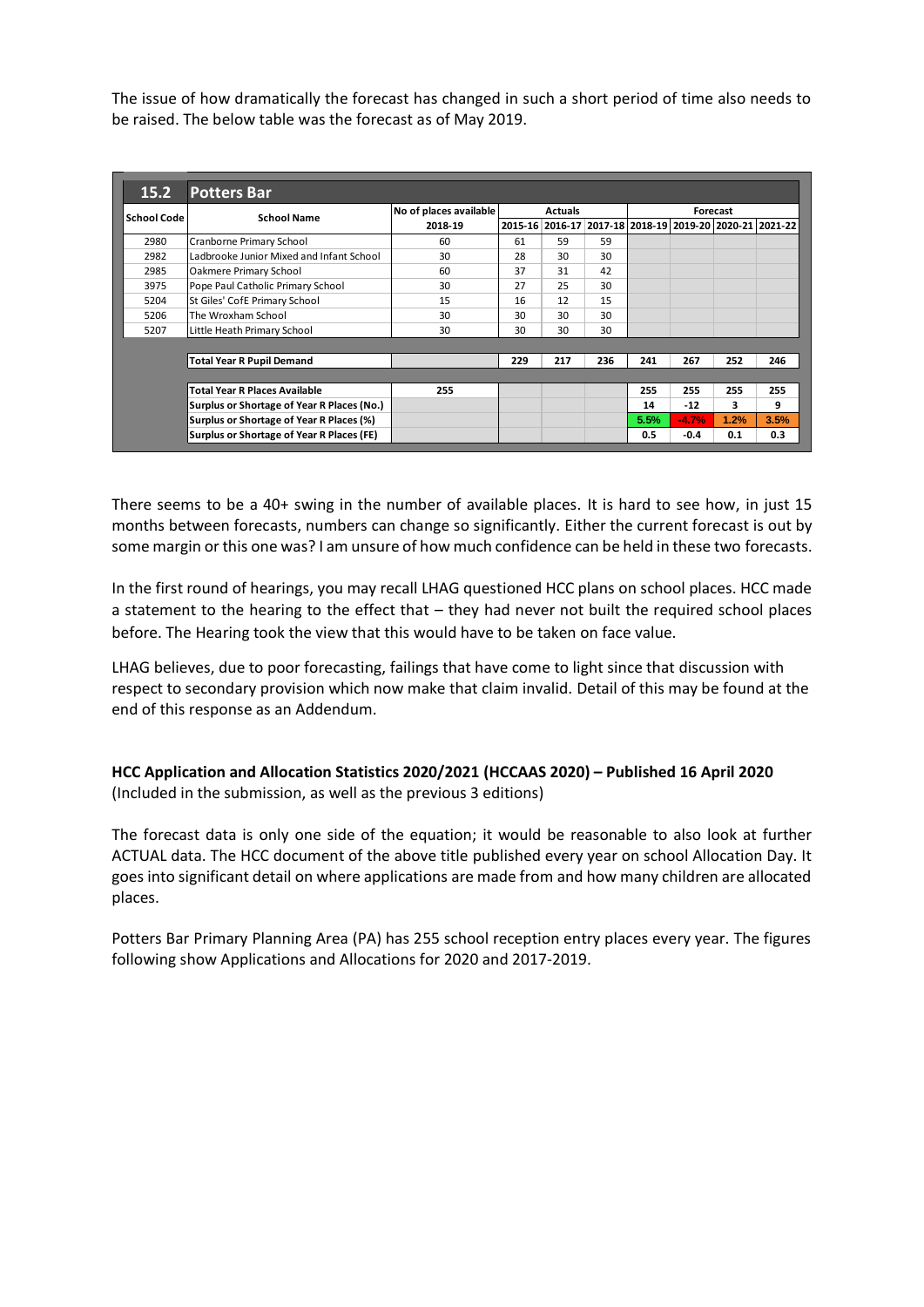The issue of how dramatically the forecast has changed in such a short period of time also needs to be raised. The below table was the forecast as of May 2019.

| 15.2 | Potters Bar | | | | | | | | | |
|---|---|---|---|---|---|---|---|---|---|---|
| School Code | School Name | No of places available | Actuals | | | Forecast | | | | |
| | | 2018-19 | 2015-16 | 2016-17 | 2017-18 | 2018-19 | 2019-20 | 2020-21 | 2021-22 | |
| 2980 | Cranborne Primary School | 60 | 61 | 59 | 59 | | | | | |
| 2982 | Ladbrooke Junior Mixed and Infant School | 30 | 28 | 30 | 30 | | | | | |
| 2985 | Oakmere Primary School | 60 | 37 | 31 | 42 | | | | | |
| 3975 | Pope Paul Catholic Primary School | 30 | 27 | 25 | 30 | | | | | |
| 5204 | St Giles' CofE Primary School | 15 | 16 | 12 | 15 | | | | | |
| 5206 | The Wroxham School | 30 | 30 | 30 | 30 | | | | | |
| 5207 | Little Heath Primary School | 30 | 30 | 30 | 30 | | | | | |
| | **Total Year R Pupil Demand** | | **229** | **217** | **236** | **241** | **267** | **252** | **246** | |
| | **Total Year R Places Available** | **255** | | | | **255** | **255** | **255** | **255** | |
| | **Surplus or Shortage of Year R Places (No.)** | | | | | **14** | **-12** | **3** | **9** | |
| | **Surplus or Shortage of Year R Places (%)** | | | | | **5.5%** | **-4.7%** | **1.2%** | **3.5%** | |
| | **Surplus or Shortage of Year R Places (FE)** | | | | | **0.5** | **-0.4** | **0.1** | **0.3** | |

There seems to be a 40+ swing in the number of available places. It is hard to see how, in just 15 months between forecasts, numbers can change so significantly. Either the current forecast is out by some margin or this one was? I am unsure of how much confidence can be held in these two forecasts.

In the first round of hearings, you may recall LHAG questioned HCC plans on school places. HCC made a statement to the hearing to the effect that – they had never not built the required school places before. The Hearing took the view that this would have to be taken on face value.

LHAG believes, due to poor forecasting, failings that have come to light since that discussion with respect to secondary provision which now make that claim invalid. Detail of this may be found at the end of this response as an Addendum.

**HCC Application and Allocation Statistics 2020/2021 (HCCAAS 2020) – Published 16 April 2020**
(Included in the submission, as well as the previous 3 editions)

The forecast data is only one side of the equation; it would be reasonable to also look at further ACTUAL data. The HCC document of the above title published every year on school Allocation Day. It goes into significant detail on where applications are made from and how many children are allocated places.

Potters Bar Primary Planning Area (PA) has 255 school reception entry places every year. The figures following show Applications and Allocations for 2020 and 2017-2019.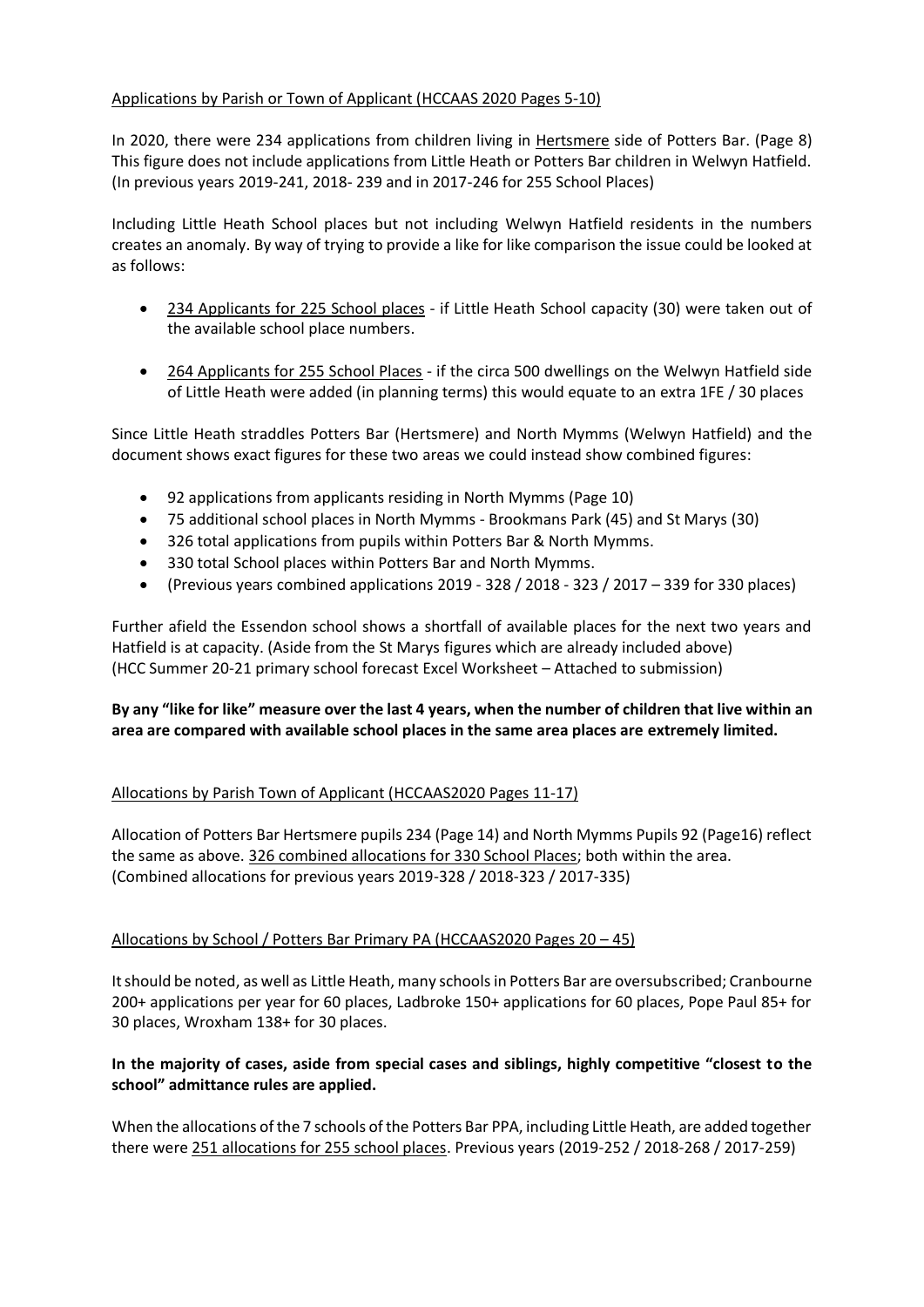Applications by Parish or Town of Applicant (HCCAAS 2020 Pages 5-10)

In 2020, there were 234 applications from children living in Hertsmere side of Potters Bar. (Page 8) This figure does not include applications from Little Heath or Potters Bar children in Welwyn Hatfield. (In previous years 2019-241, 2018- 239 and in 2017-246 for 255 School Places)

Including Little Heath School places but not including Welwyn Hatfield residents in the numbers creates an anomaly. By way of trying to provide a like for like comparison the issue could be looked at as follows:

- 234 Applicants for 225 School places - if Little Heath School capacity (30) were taken out of the available school place numbers.
- 264 Applicants for 255 School Places - if the circa 500 dwellings on the Welwyn Hatfield side of Little Heath were added (in planning terms) this would equate to an extra 1FE / 30 places

Since Little Heath straddles Potters Bar (Hertsmere) and North Mymms (Welwyn Hatfield) and the document shows exact figures for these two areas we could instead show combined figures:

- 92 applications from applicants residing in North Mymms (Page 10)
- 75 additional school places in North Mymms - Brookmans Park (45) and St Marys (30)
- 326 total applications from pupils within Potters Bar & North Mymms.
- 330 total School places within Potters Bar and North Mymms.
- (Previous years combined applications 2019 - 328 / 2018 - 323 / 2017 – 339 for 330 places)

Further afield the Essendon school shows a shortfall of available places for the next two years and Hatfield is at capacity. (Aside from the St Marys figures which are already included above) (HCC Summer 20-21 primary school forecast Excel Worksheet – Attached to submission)

**By any "like for like" measure over the last 4 years, when the number of children that live within an area are compared with available school places in the same area places are extremely limited.**

Allocations by Parish Town of Applicant (HCCAAS2020 Pages 11-17)

Allocation of Potters Bar Hertsmere pupils 234 (Page 14) and North Mymms Pupils 92 (Page16) reflect the same as above. 326 combined allocations for 330 School Places; both within the area. (Combined allocations for previous years 2019-328 / 2018-323 / 2017-335)

Allocations by School / Potters Bar Primary PA (HCCAAS2020 Pages 20 – 45)

It should be noted, as well as Little Heath, many schools in Potters Bar are oversubscribed; Cranbourne 200+ applications per year for 60 places, Ladbroke 150+ applications for 60 places, Pope Paul 85+ for 30 places, Wroxham 138+ for 30 places.

**In the majority of cases, aside from special cases and siblings, highly competitive "closest to the school" admittance rules are applied.**

When the allocations of the 7 schools of the Potters Bar PPA, including Little Heath, are added together there were 251 allocations for 255 school places. Previous years (2019-252 / 2018-268 / 2017-259)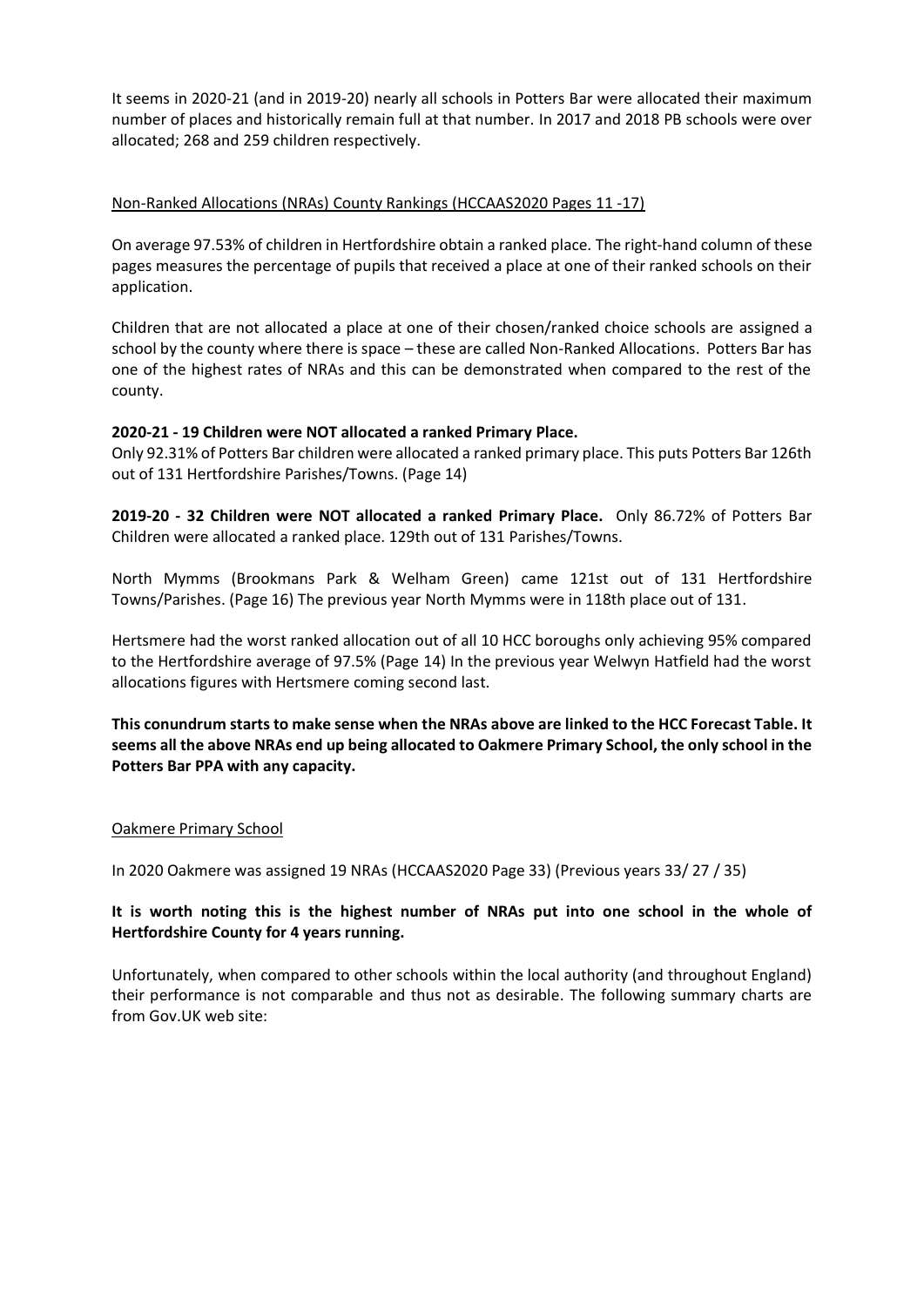It seems in 2020-21 (and in 2019-20) nearly all schools in Potters Bar were allocated their maximum number of places and historically remain full at that number. In 2017 and 2018 PB schools were over allocated; 268 and 259 children respectively.

Non-Ranked Allocations (NRAs) County Rankings (HCCAAS2020 Pages 11 -17)

On average 97.53% of children in Hertfordshire obtain a ranked place. The right-hand column of these pages measures the percentage of pupils that received a place at one of their ranked schools on their application.

Children that are not allocated a place at one of their chosen/ranked choice schools are assigned a school by the county where there is space – these are called Non-Ranked Allocations. Potters Bar has one of the highest rates of NRAs and this can be demonstrated when compared to the rest of the county.

**2020-21 - 19 Children were NOT allocated a ranked Primary Place.**
Only 92.31% of Potters Bar children were allocated a ranked primary place. This puts Potters Bar 126th out of 131 Hertfordshire Parishes/Towns. (Page 14)

**2019-20 - 32 Children were NOT allocated a ranked Primary Place.** Only 86.72% of Potters Bar Children were allocated a ranked place. 129th out of 131 Parishes/Towns.

North Mymms (Brookmans Park & Welham Green) came 121st out of 131 Hertfordshire Towns/Parishes. (Page 16) The previous year North Mymms were in 118th place out of 131.

Hertsmere had the worst ranked allocation out of all 10 HCC boroughs only achieving 95% compared to the Hertfordshire average of 97.5% (Page 14) In the previous year Welwyn Hatfield had the worst allocations figures with Hertsmere coming second last.

**This conundrum starts to make sense when the NRAs above are linked to the HCC Forecast Table. It seems all the above NRAs end up being allocated to Oakmere Primary School, the only school in the Potters Bar PPA with any capacity.**

Oakmere Primary School

In 2020 Oakmere was assigned 19 NRAs (HCCAAS2020 Page 33) (Previous years 33/ 27 / 35)

**It is worth noting this is the highest number of NRAs put into one school in the whole of Hertfordshire County for 4 years running.**

Unfortunately, when compared to other schools within the local authority (and throughout England) their performance is not comparable and thus not as desirable. The following summary charts are from Gov.UK web site: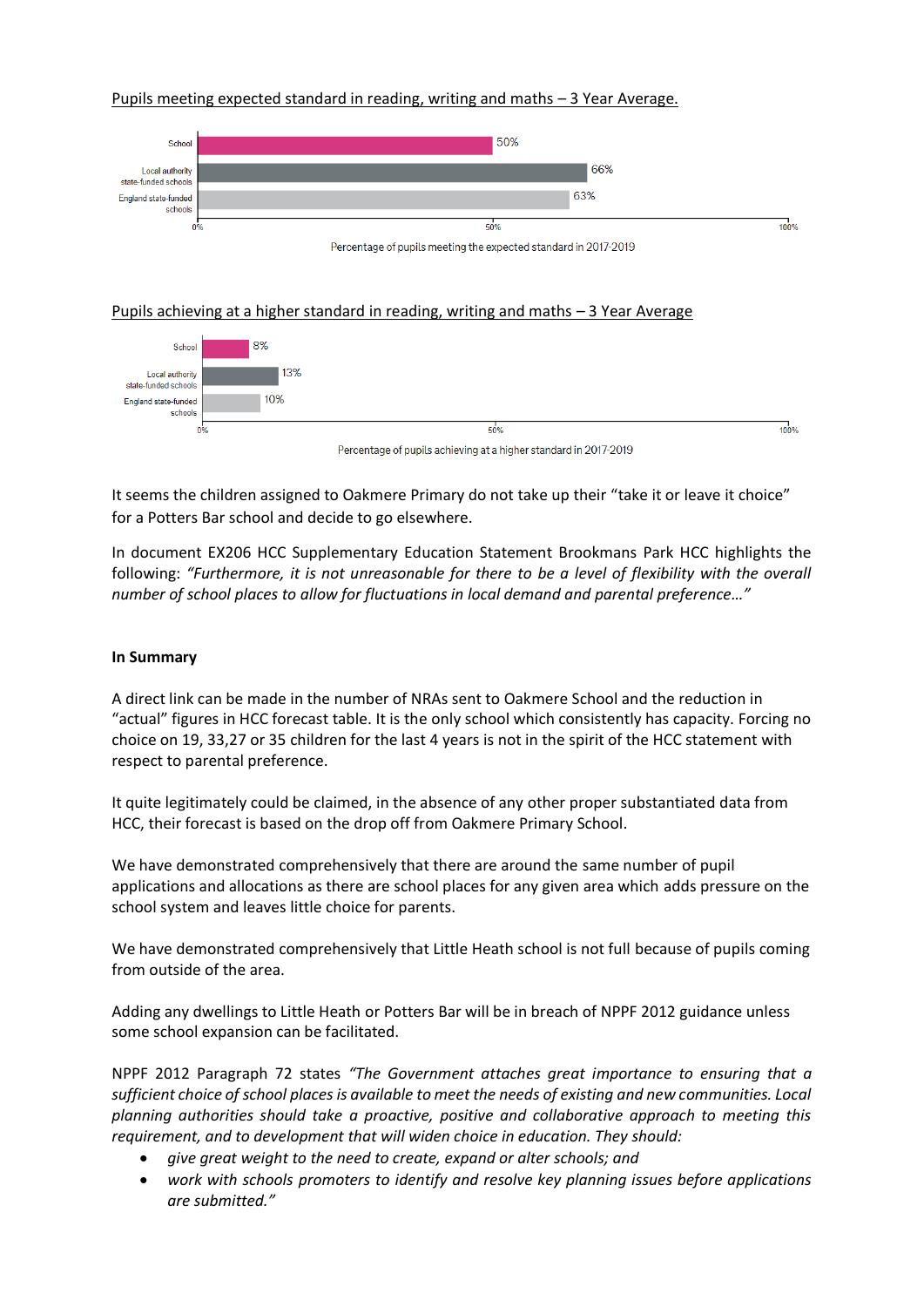Pupils meeting expected standard in reading, writing and maths – 3 Year Average.

School
50%
Local authority state-funded schools
66%
England state-funded schools
63%
0%
50%
100%
Percentage of pupils meeting the expected standard in 2017-2019

Pupils achieving at a higher standard in reading, writing and maths – 3 Year Average

School
8%
Local authority state-funded schools
13%
England state-funded schools
10%
0%
50%
100%
Percentage of pupils achieving at a higher standard in 2017-2019

It seems the children assigned to Oakmere Primary do not take up their "take it or leave it choice" for a Potters Bar school and decide to go elsewhere.

In document EX206 HCC Supplementary Education Statement Brookmans Park HCC highlights the following: *"Furthermore, it is not unreasonable for there to be a level of flexibility with the overall number of school places to allow for fluctuations in local demand and parental preference…"*

**In Summary**

A direct link can be made in the number of NRAs sent to Oakmere School and the reduction in "actual" figures in HCC forecast table. It is the only school which consistently has capacity. Forcing no choice on 19, 33,27 or 35 children for the last 4 years is not in the spirit of the HCC statement with respect to parental preference.

It quite legitimately could be claimed, in the absence of any other proper substantiated data from HCC, their forecast is based on the drop off from Oakmere Primary School.

We have demonstrated comprehensively that there are around the same number of pupil applications and allocations as there are school places for any given area which adds pressure on the school system and leaves little choice for parents.

We have demonstrated comprehensively that Little Heath school is not full because of pupils coming from outside of the area.

Adding any dwellings to Little Heath or Potters Bar will be in breach of NPPF 2012 guidance unless some school expansion can be facilitated.

NPPF 2012 Paragraph 72 states *"The Government attaches great importance to ensuring that a sufficient choice of school places is available to meet the needs of existing and new communities. Local planning authorities should take a proactive, positive and collaborative approach to meeting this requirement, and to development that will widen choice in education. They should:*

- *give great weight to the need to create, expand or alter schools; and*
- *work with schools promoters to identify and resolve key planning issues before applications are submitted."*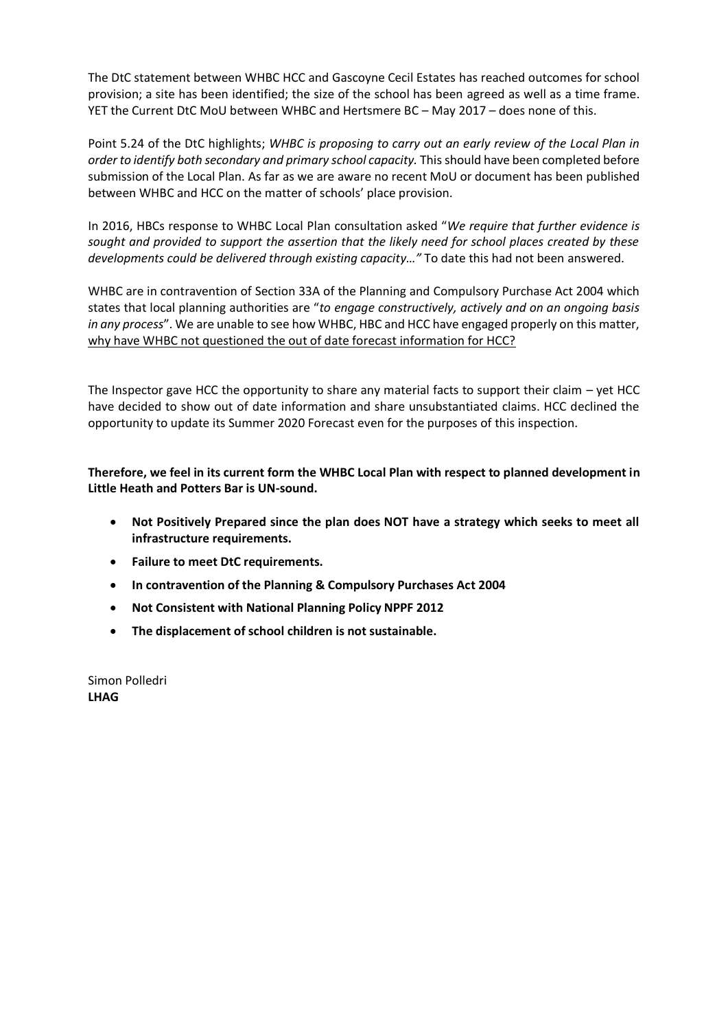The DtC statement between WHBC HCC and Gascoyne Cecil Estates has reached outcomes for school provision; a site has been identified; the size of the school has been agreed as well as a time frame. YET the Current DtC MoU between WHBC and Hertsmere BC – May 2017 – does none of this.

Point 5.24 of the DtC highlights; *WHBC is proposing to carry out an early review of the Local Plan in order to identify both secondary and primary school capacity.* This should have been completed before submission of the Local Plan. As far as we are aware no recent MoU or document has been published between WHBC and HCC on the matter of schools' place provision.

In 2016, HBCs response to WHBC Local Plan consultation asked "*We require that further evidence is sought and provided to support the assertion that the likely need for school places created by these developments could be delivered through existing capacity…"* To date this had not been answered.

WHBC are in contravention of Section 33A of the Planning and Compulsory Purchase Act 2004 which states that local planning authorities are "*to engage constructively, actively and on an ongoing basis in any process*". We are unable to see how WHBC, HBC and HCC have engaged properly on this matter, <u>why have WHBC not questioned the out of date forecast information for HCC?</u>

The Inspector gave HCC the opportunity to share any material facts to support their claim – yet HCC have decided to show out of date information and share unsubstantiated claims. HCC declined the opportunity to update its Summer 2020 Forecast even for the purposes of this inspection.

**Therefore, we feel in its current form the WHBC Local Plan with respect to planned development in Little Heath and Potters Bar is UN-sound.**

- **Not Positively Prepared since the plan does NOT have a strategy which seeks to meet all infrastructure requirements.**
- **Failure to meet DtC requirements.**
- **In contravention of the Planning & Compulsory Purchases Act 2004**
- **Not Consistent with National Planning Policy NPPF 2012**
- **The displacement of school children is not sustainable.**

Simon Polledri
**LHAG**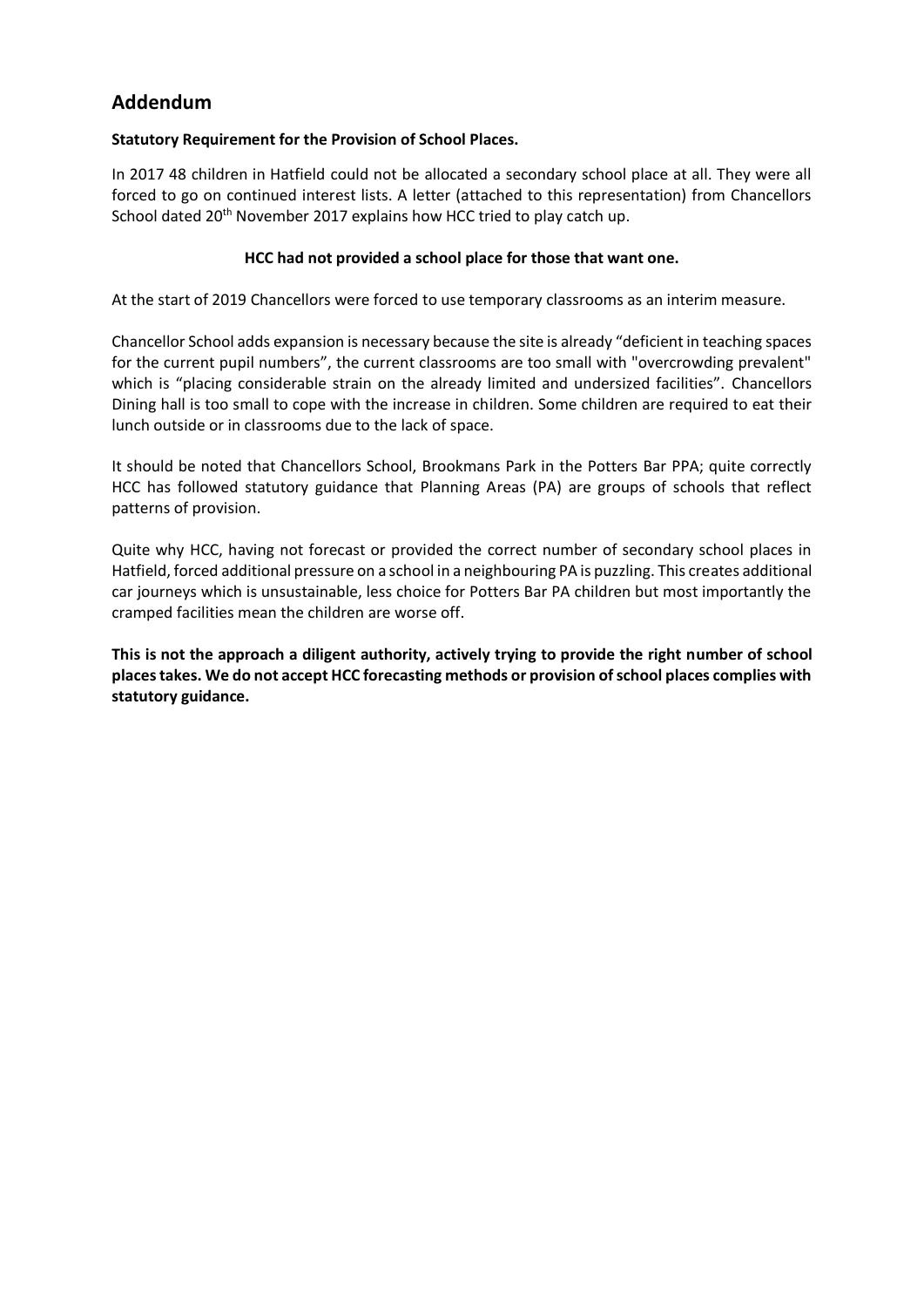## Addendum

**Statutory Requirement for the Provision of School Places.**

In 2017 48 children in Hatfield could not be allocated a secondary school place at all. They were all forced to go on continued interest lists. A letter (attached to this representation) from Chancellors School dated 20th November 2017 explains how HCC tried to play catch up.

**HCC had not provided a school place for those that want one.**

At the start of 2019 Chancellors were forced to use temporary classrooms as an interim measure.

Chancellor School adds expansion is necessary because the site is already "deficient in teaching spaces for the current pupil numbers", the current classrooms are too small with "overcrowding prevalent" which is "placing considerable strain on the already limited and undersized facilities". Chancellors Dining hall is too small to cope with the increase in children. Some children are required to eat their lunch outside or in classrooms due to the lack of space.

It should be noted that Chancellors School, Brookmans Park in the Potters Bar PPA; quite correctly HCC has followed statutory guidance that Planning Areas (PA) are groups of schools that reflect patterns of provision.

Quite why HCC, having not forecast or provided the correct number of secondary school places in Hatfield, forced additional pressure on a school in a neighbouring PA is puzzling. This creates additional car journeys which is unsustainable, less choice for Potters Bar PA children but most importantly the cramped facilities mean the children are worse off.

**This is not the approach a diligent authority, actively trying to provide the right number of school places takes. We do not accept HCC forecasting methods or provision of school places complies with statutory guidance.**